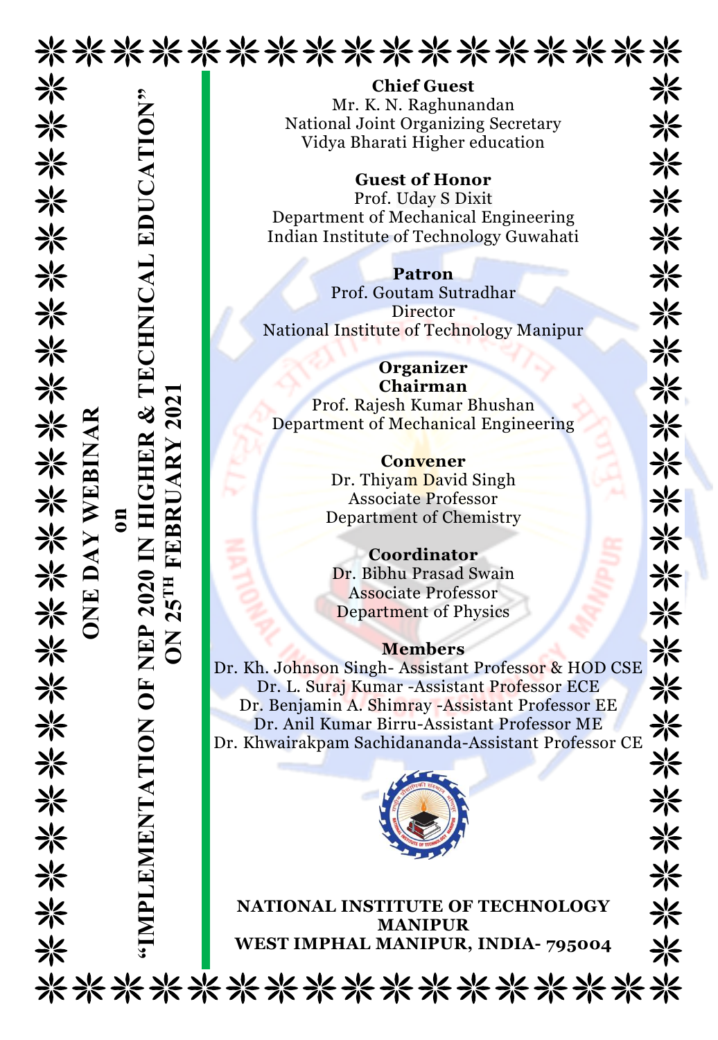# ONE DAY WEBINAR

on

## "IMPLEMENTATION OF NEP 2020 IN HIGHER & TECHNICAL EDUCATION"

## ON 25TH FEBRUARY 2021

**Chief Guest**
Mr. K. N. Raghunandan
National Joint Organizing Secretary
Vidya Bharati Higher education

**Guest of Honor**
Prof. Uday S Dixit
Department of Mechanical Engineering
Indian Institute of Technology Guwahati

**Patron**
Prof. Goutam Sutradhar
Director
National Institute of Technology Manipur

**Organizer**
**Chairman**
Prof. Rajesh Kumar Bhushan
Department of Mechanical Engineering

**Convener**
Dr. Thiyam David Singh
Associate Professor
Department of Chemistry

**Coordinator**
Dr. Bibhu Prasad Swain
Associate Professor
Department of Physics

**Members**
Dr. Kh. Johnson Singh- Assistant Professor & HOD CSE
Dr. L. Suraj Kumar -Assistant Professor ECE
Dr. Benjamin A. Shimray -Assistant Professor EE
Dr. Anil Kumar Birru-Assistant Professor ME
Dr. Khwairakpam Sachidananda-Assistant Professor CE

**NATIONAL INSTITUTE OF TECHNOLOGY MANIPUR**
**WEST IMPHAL MANIPUR, INDIA- 795004**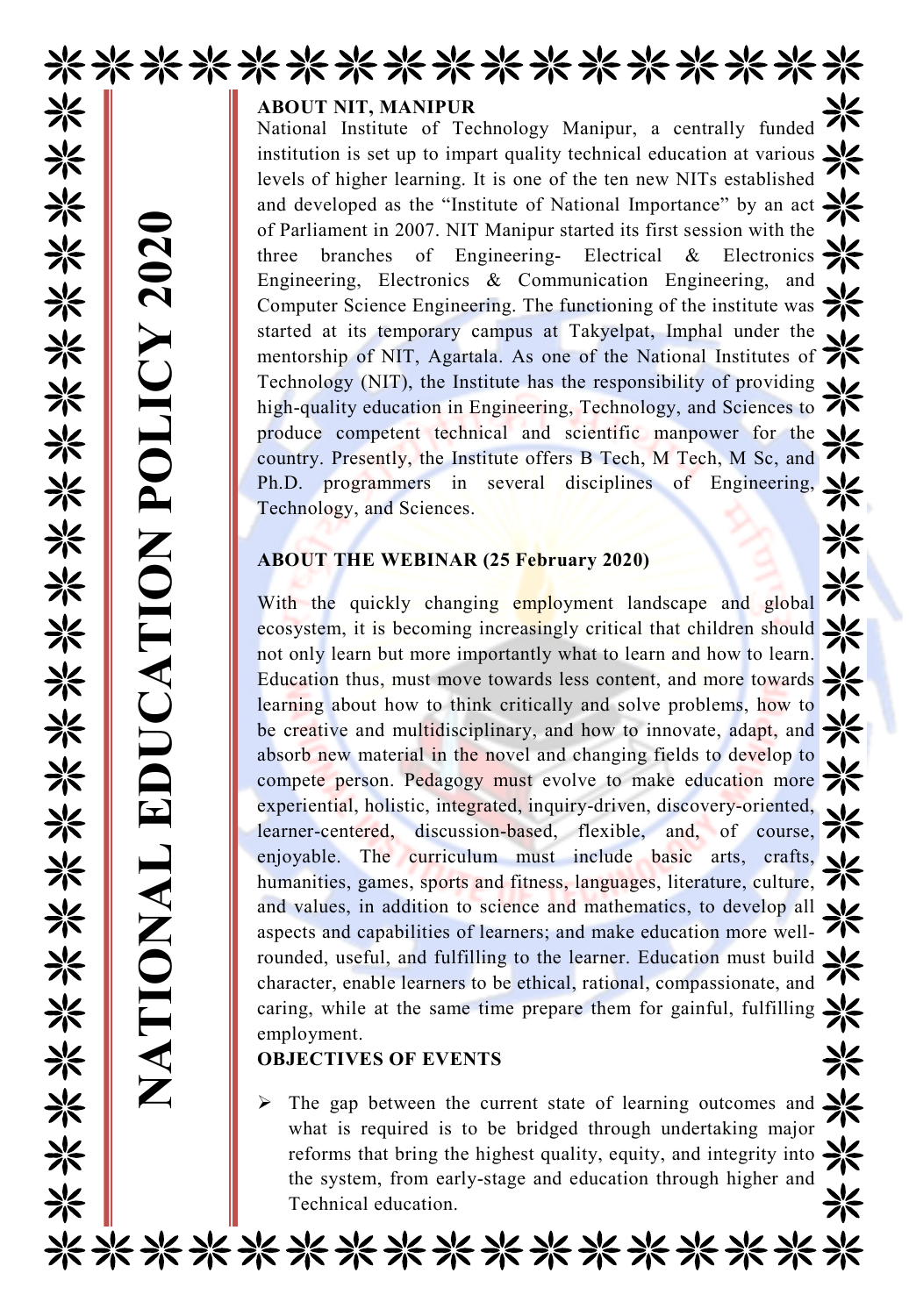NATIONAL EDUCATION POLICY 2020

**ABOUT NIT, MANIPUR**

National Institute of Technology Manipur, a centrally funded institution is set up to impart quality technical education at various levels of higher learning. It is one of the ten new NITs established and developed as the "Institute of National Importance" by an act of Parliament in 2007. NIT Manipur started its first session with the three branches of Engineering- Electrical & Electronics Engineering, Electronics & Communication Engineering, and Computer Science Engineering. The functioning of the institute was started at its temporary campus at Takyelpat, Imphal under the mentorship of NIT, Agartala. As one of the National Institutes of Technology (NIT), the Institute has the responsibility of providing high-quality education in Engineering, Technology, and Sciences to produce competent technical and scientific manpower for the country. Presently, the Institute offers B Tech, M Tech, M Sc, and Ph.D. programmers in several disciplines of Engineering, Technology, and Sciences.

**ABOUT THE WEBINAR (25 February 2020)**

With the quickly changing employment landscape and global ecosystem, it is becoming increasingly critical that children should not only learn but more importantly what to learn and how to learn. Education thus, must move towards less content, and more towards learning about how to think critically and solve problems, how to be creative and multidisciplinary, and how to innovate, adapt, and absorb new material in the novel and changing fields to develop to compete person. Pedagogy must evolve to make education more experiential, holistic, integrated, inquiry-driven, discovery-oriented, learner-centered, discussion-based, flexible, and, of course, enjoyable. The curriculum must include basic arts, crafts, humanities, games, sports and fitness, languages, literature, culture, and values, in addition to science and mathematics, to develop all aspects and capabilities of learners; and make education more well-rounded, useful, and fulfilling to the learner. Education must build character, enable learners to be ethical, rational, compassionate, and caring, while at the same time prepare them for gainful, fulfilling employment.

**OBJECTIVES OF EVENTS**

- The gap between the current state of learning outcomes and what is required is to be bridged through undertaking major reforms that bring the highest quality, equity, and integrity into the system, from early-stage and education through higher and Technical education.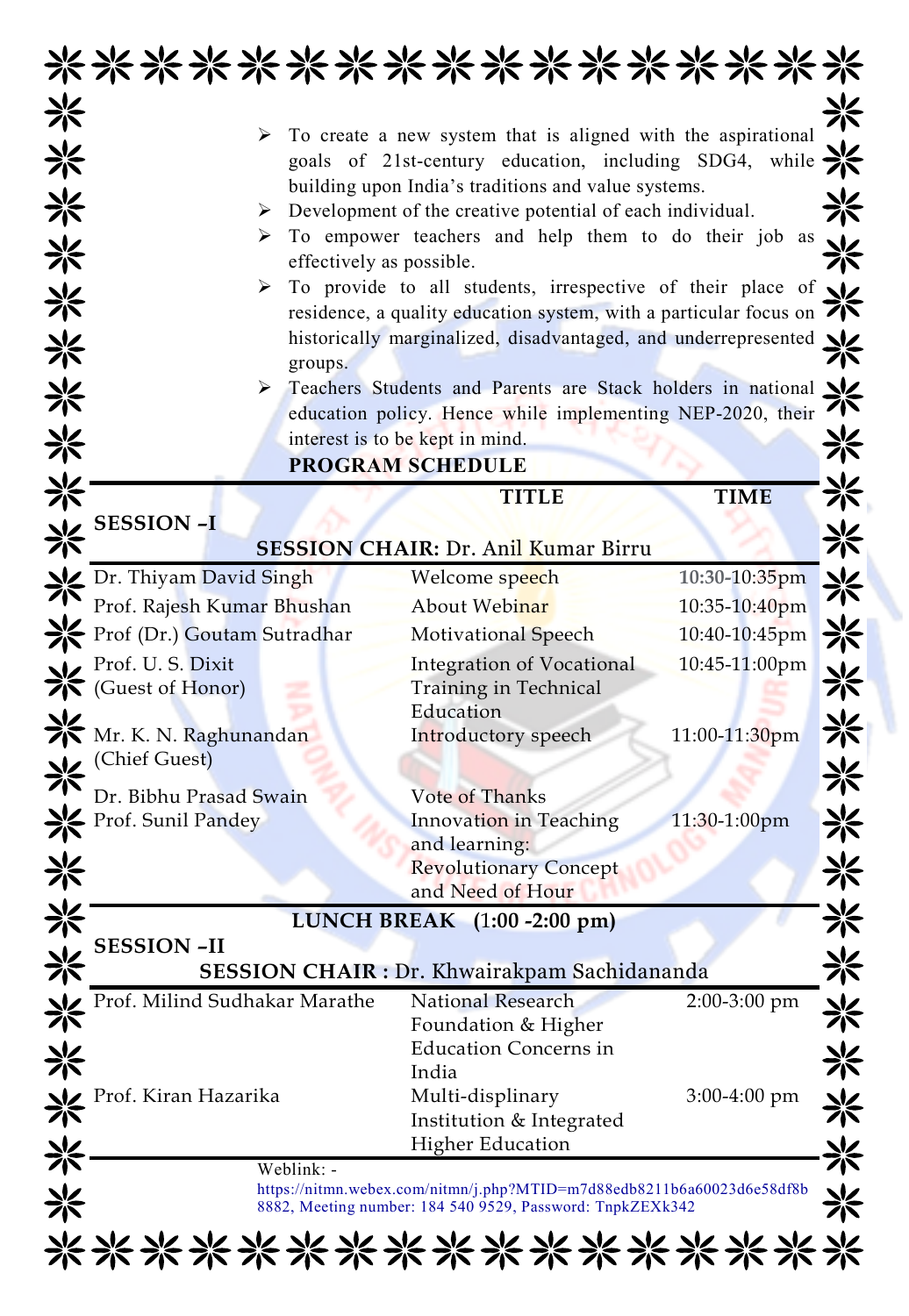- To create a new system that is aligned with the aspirational goals of 21st-century education, including SDG4, while building upon India's traditions and value systems.
- Development of the creative potential of each individual.
- To empower teachers and help them to do their job as effectively as possible.
- To provide to all students, irrespective of their place of residence, a quality education system, with a particular focus on historically marginalized, disadvantaged, and underrepresented groups.
- Teachers Students and Parents are Stack holders in national education policy. Hence while implementing NEP-2020, their interest is to be kept in mind.

**PROGRAM SCHEDULE**

| | TITLE | TIME |
|---|---|---|
| **SESSION –I** | | |
| **SESSION CHAIR:** Dr. Anil Kumar Birru | | |
| Dr. Thiyam David Singh | Welcome speech | 10:30-10:35pm |
| Prof. Rajesh Kumar Bhushan | About Webinar | 10:35-10:40pm |
| Prof (Dr.) Goutam Sutradhar | Motivational Speech | 10:40-10:45pm |
| Prof. U. S. Dixit (Guest of Honor) | Integration of Vocational Training in Technical Education | 10:45-11:00pm |
| Mr. K. N. Raghunandan (Chief Guest) | Introductory speech | 11:00-11:30pm |
| Dr. Bibhu Prasad Swain | Vote of Thanks | |
| Prof. Sunil Pandey | Innovation in Teaching and learning: Revolutionary Concept and Need of Hour | 11:30-1:00pm |
| **LUNCH BREAK (1:00 -2:00 pm)** | | |
| **SESSION –II** | | |
| **SESSION CHAIR :** Dr. Khwairakpam Sachidananda | | |
| Prof. Milind Sudhakar Marathe | National Research Foundation & Higher Education Concerns in India | 2:00-3:00 pm |
| Prof. Kiran Hazarika | Multi-displinary Institution & Integrated Higher Education | 3:00-4:00 pm |

Weblink: -
https://nitmn.webex.com/nitmn/j.php?MTID=m7d88edb8211b6a60023d6e58df8b8882, Meeting number: 184 540 9529, Password: TnpkZEXk342